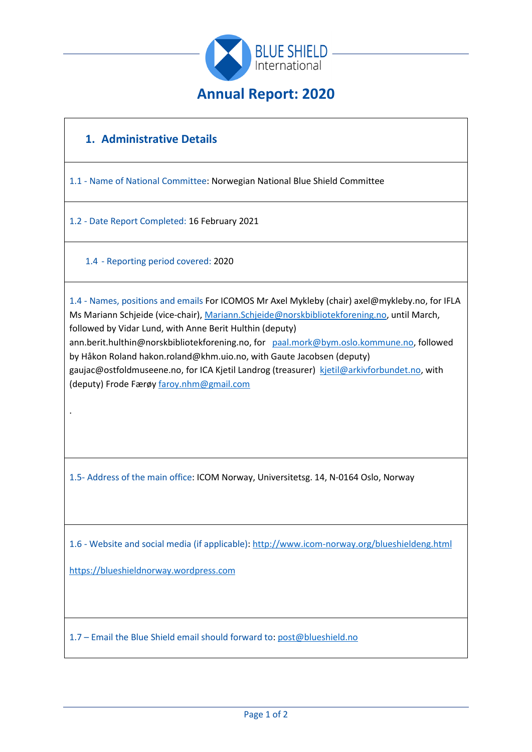BLUE SHIELD International

# Annual Report: 2020

## 1. Administrative Details

1.1 - Name of National Committee: Norwegian National Blue Shield Committee

1.2 - Date Report Completed: 16 February 2021

1.4 - Reporting period covered: 2020

1.4 - Names, positions and emails For ICOMOS Mr Axel Mykleby (chair) axel@mykleby.no, for IFLA Ms Mariann Schjeide (vice-chair), Mariann.Schjeide@norskbibliotekforening.no, until March, followed by Vidar Lund, with Anne Berit Hulthin (deputy) ann.berit.hulthin@norskbibliotekforening.no, for paal.mork@bym.oslo.kommune.no, followed by Håkon Roland hakon.roland@khm.uio.no, with Gaute Jacobsen (deputy) gaujac@ostfoldmuseene.no, for ICA Kjetil Landrog (treasurer) kjetil@arkivforbundet.no, with (deputy) Frode Færøy faroy.nhm@gmail.com

.

1.5- Address of the main office: ICOM Norway, Universitetsg. 14, N-0164 Oslo, Norway

1.6 - Website and social media (if applicable): http://www.icom-norway.org/blueshieldeng.html

https://blueshieldnorway.wordpress.com

1.7 – Email the Blue Shield email should forward to: post@blueshield.no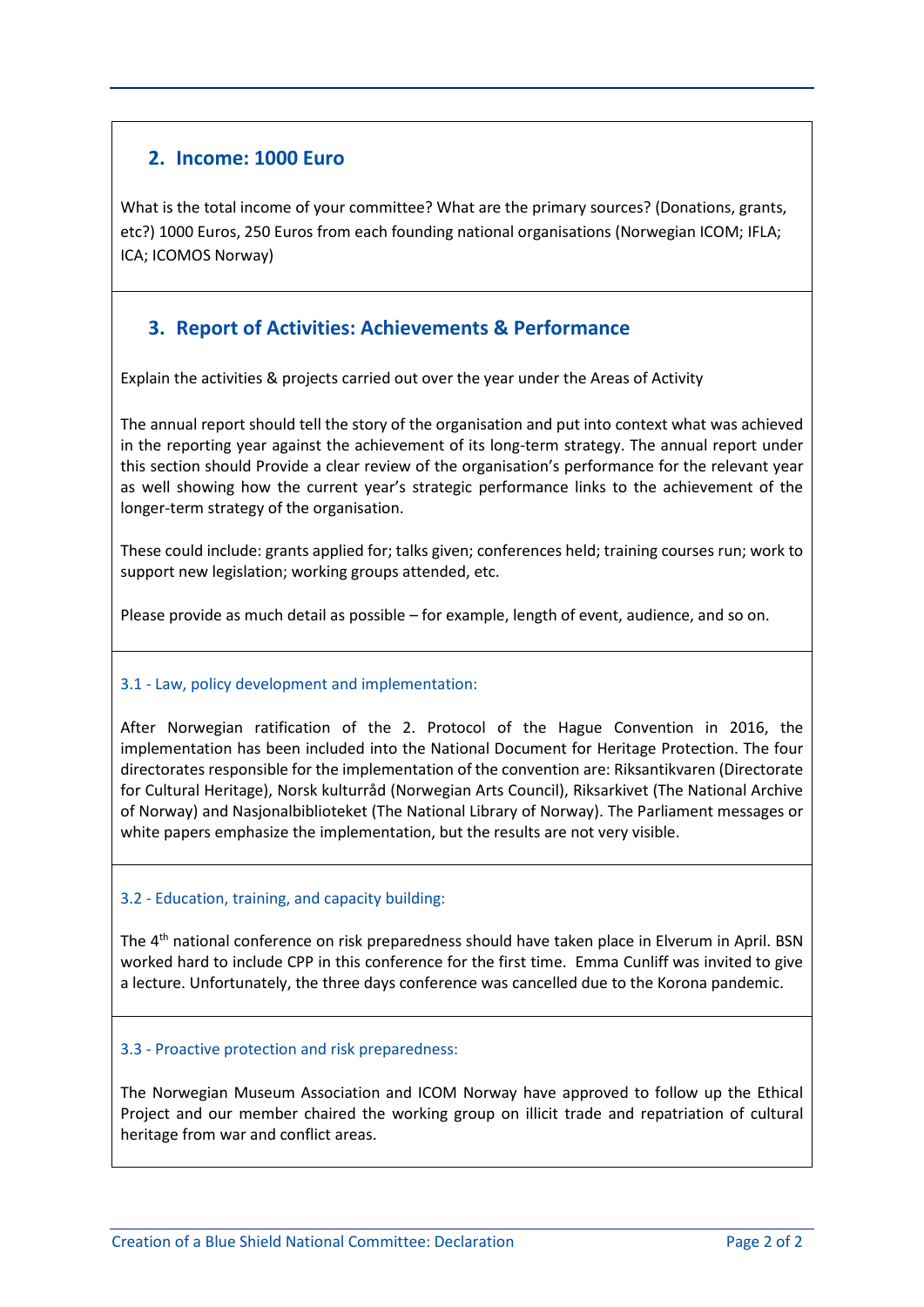## 2. Income: 1000 Euro

What is the total income of your committee? What are the primary sources? (Donations, grants, etc?) 1000 Euros, 250 Euros from each founding national organisations (Norwegian ICOM; IFLA; ICA; ICOMOS Norway)

## 3. Report of Activities: Achievements & Performance

Explain the activities & projects carried out over the year under the Areas of Activity

The annual report should tell the story of the organisation and put into context what was achieved in the reporting year against the achievement of its long-term strategy. The annual report under this section should Provide a clear review of the organisation's performance for the relevant year as well showing how the current year's strategic performance links to the achievement of the longer-term strategy of the organisation.

These could include: grants applied for; talks given; conferences held; training courses run; work to support new legislation; working groups attended, etc.

Please provide as much detail as possible – for example, length of event, audience, and so on.

### 3.1 - Law, policy development and implementation:

After Norwegian ratification of the 2. Protocol of the Hague Convention in 2016, the implementation has been included into the National Document for Heritage Protection. The four directorates responsible for the implementation of the convention are: Riksantikvaren (Directorate for Cultural Heritage), Norsk kulturråd (Norwegian Arts Council), Riksarkivet (The National Archive of Norway) and Nasjonalbiblioteket (The National Library of Norway). The Parliament messages or white papers emphasize the implementation, but the results are not very visible.

### 3.2 - Education, training, and capacity building:

The 4th national conference on risk preparedness should have taken place in Elverum in April. BSN worked hard to include CPP in this conference for the first time. Emma Cunliff was invited to give a lecture. Unfortunately, the three days conference was cancelled due to the Korona pandemic.

### 3.3 - Proactive protection and risk preparedness:

The Norwegian Museum Association and ICOM Norway have approved to follow up the Ethical Project and our member chaired the working group on illicit trade and repatriation of cultural heritage from war and conflict areas.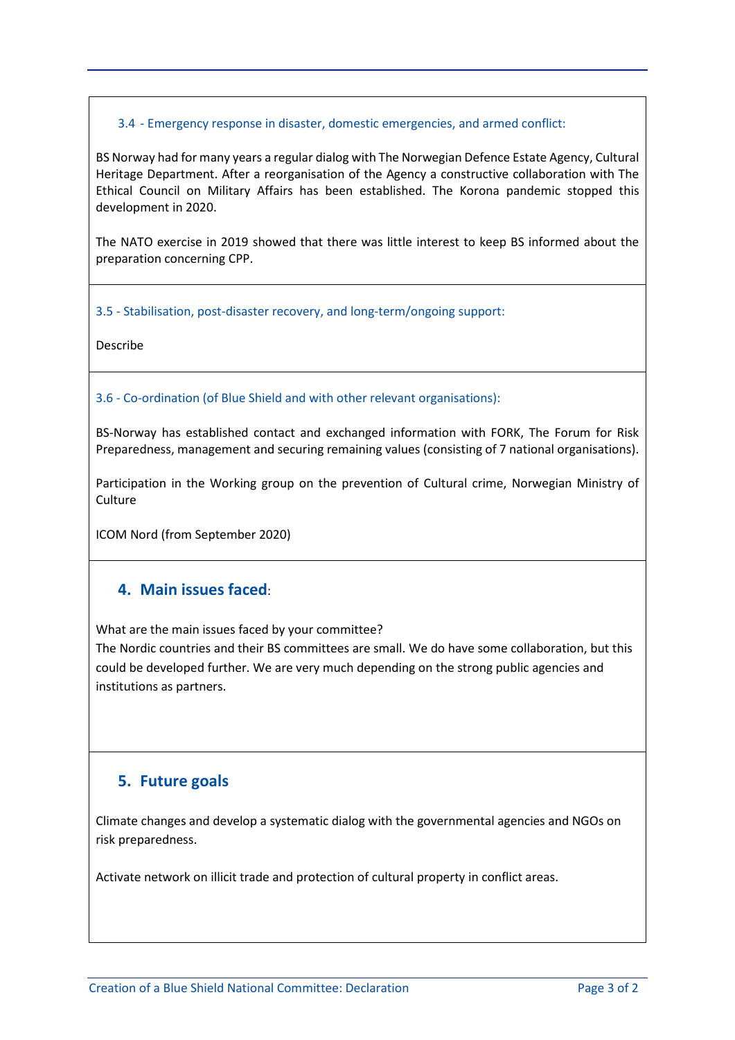### 3.4 - Emergency response in disaster, domestic emergencies, and armed conflict:

BS Norway had for many years a regular dialog with The Norwegian Defence Estate Agency, Cultural Heritage Department. After a reorganisation of the Agency a constructive collaboration with The Ethical Council on Military Affairs has been established. The Korona pandemic stopped this development in 2020.

The NATO exercise in 2019 showed that there was little interest to keep BS informed about the preparation concerning CPP.

### 3.5 - Stabilisation, post-disaster recovery, and long-term/ongoing support:

Describe

### 3.6 - Co-ordination (of Blue Shield and with other relevant organisations):

BS-Norway has established contact and exchanged information with FORK, The Forum for Risk Preparedness, management and securing remaining values (consisting of 7 national organisations).

Participation in the Working group on the prevention of Cultural crime, Norwegian Ministry of Culture

ICOM Nord (from September 2020)

## 4. Main issues faced:

What are the main issues faced by your committee?
The Nordic countries and their BS committees are small. We do have some collaboration, but this could be developed further. We are very much depending on the strong public agencies and institutions as partners.

## 5. Future goals

Climate changes and develop a systematic dialog with the governmental agencies and NGOs on risk preparedness.

Activate network on illicit trade and protection of cultural property in conflict areas.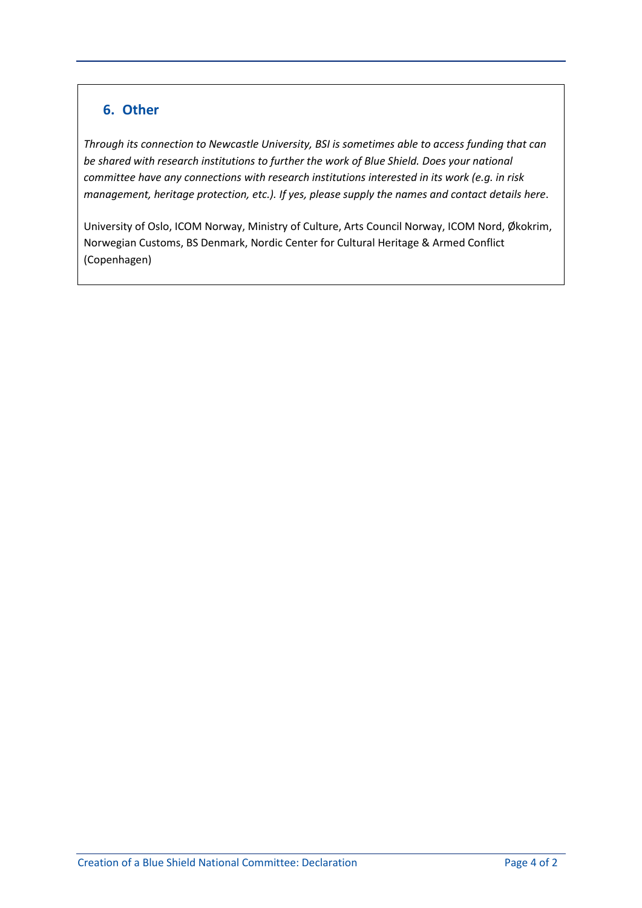## 6. Other

*Through its connection to Newcastle University, BSI is sometimes able to access funding that can be shared with research institutions to further the work of Blue Shield. Does your national committee have any connections with research institutions interested in its work (e.g. in risk management, heritage protection, etc.). If yes, please supply the names and contact details here*.

University of Oslo, ICOM Norway, Ministry of Culture, Arts Council Norway, ICOM Nord, Økokrim, Norwegian Customs, BS Denmark, Nordic Center for Cultural Heritage & Armed Conflict (Copenhagen)